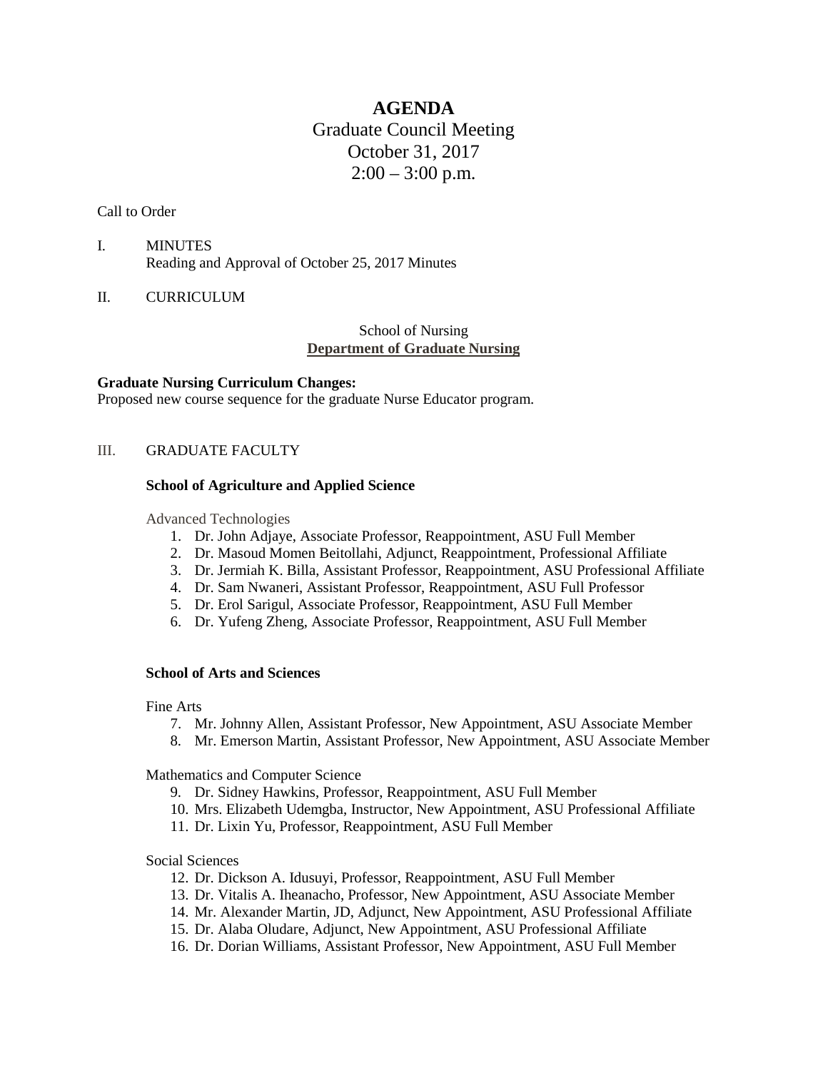# AGENDA

Graduate Council Meeting
October 31, 2017
2:00 – 3:00 p.m.

Call to Order

I. MINUTES
Reading and Approval of October 25, 2017 Minutes

II. CURRICULUM

School of Nursing
**Department of Graduate Nursing**

**Graduate Nursing Curriculum Changes:**
Proposed new course sequence for the graduate Nurse Educator program.

III. GRADUATE FACULTY

**School of Agriculture and Applied Science**

Advanced Technologies

1. Dr. John Adjaye, Associate Professor, Reappointment, ASU Full Member
2. Dr. Masoud Momen Beitollahi, Adjunct, Reappointment, Professional Affiliate
3. Dr. Jermiah K. Billa, Assistant Professor, Reappointment, ASU Professional Affiliate
4. Dr. Sam Nwaneri, Assistant Professor, Reappointment, ASU Full Professor
5. Dr. Erol Sarigul, Associate Professor, Reappointment, ASU Full Member
6. Dr. Yufeng Zheng, Associate Professor, Reappointment, ASU Full Member

**School of Arts and Sciences**

Fine Arts

7. Mr. Johnny Allen, Assistant Professor, New Appointment, ASU Associate Member
8. Mr. Emerson Martin, Assistant Professor, New Appointment, ASU Associate Member

Mathematics and Computer Science

9. Dr. Sidney Hawkins, Professor, Reappointment, ASU Full Member
10. Mrs. Elizabeth Udemgba, Instructor, New Appointment, ASU Professional Affiliate
11. Dr. Lixin Yu, Professor, Reappointment, ASU Full Member

Social Sciences

12. Dr. Dickson A. Idusuyi, Professor, Reappointment, ASU Full Member
13. Dr. Vitalis A. Iheanacho, Professor, New Appointment, ASU Associate Member
14. Mr. Alexander Martin, JD, Adjunct, New Appointment, ASU Professional Affiliate
15. Dr. Alaba Oludare, Adjunct, New Appointment, ASU Professional Affiliate
16. Dr. Dorian Williams, Assistant Professor, New Appointment, ASU Full Member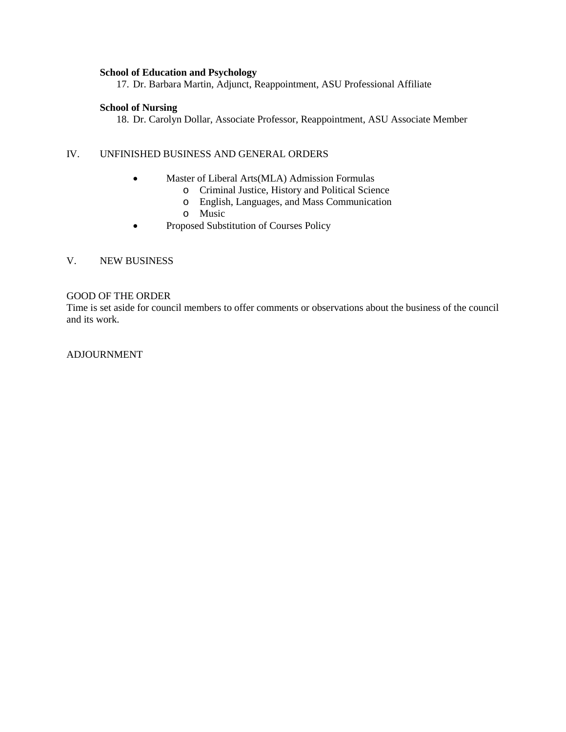**School of Education and Psychology**

17. Dr. Barbara Martin, Adjunct, Reappointment, ASU Professional Affiliate

**School of Nursing**

18. Dr. Carolyn Dollar, Associate Professor, Reappointment, ASU Associate Member

IV. UNFINISHED BUSINESS AND GENERAL ORDERS

- Master of Liberal Arts(MLA) Admission Formulas
  - Criminal Justice, History and Political Science
  - English, Languages, and Mass Communication
  - Music
- Proposed Substitution of Courses Policy

V. NEW BUSINESS

GOOD OF THE ORDER

Time is set aside for council members to offer comments or observations about the business of the council and its work.

ADJOURNMENT